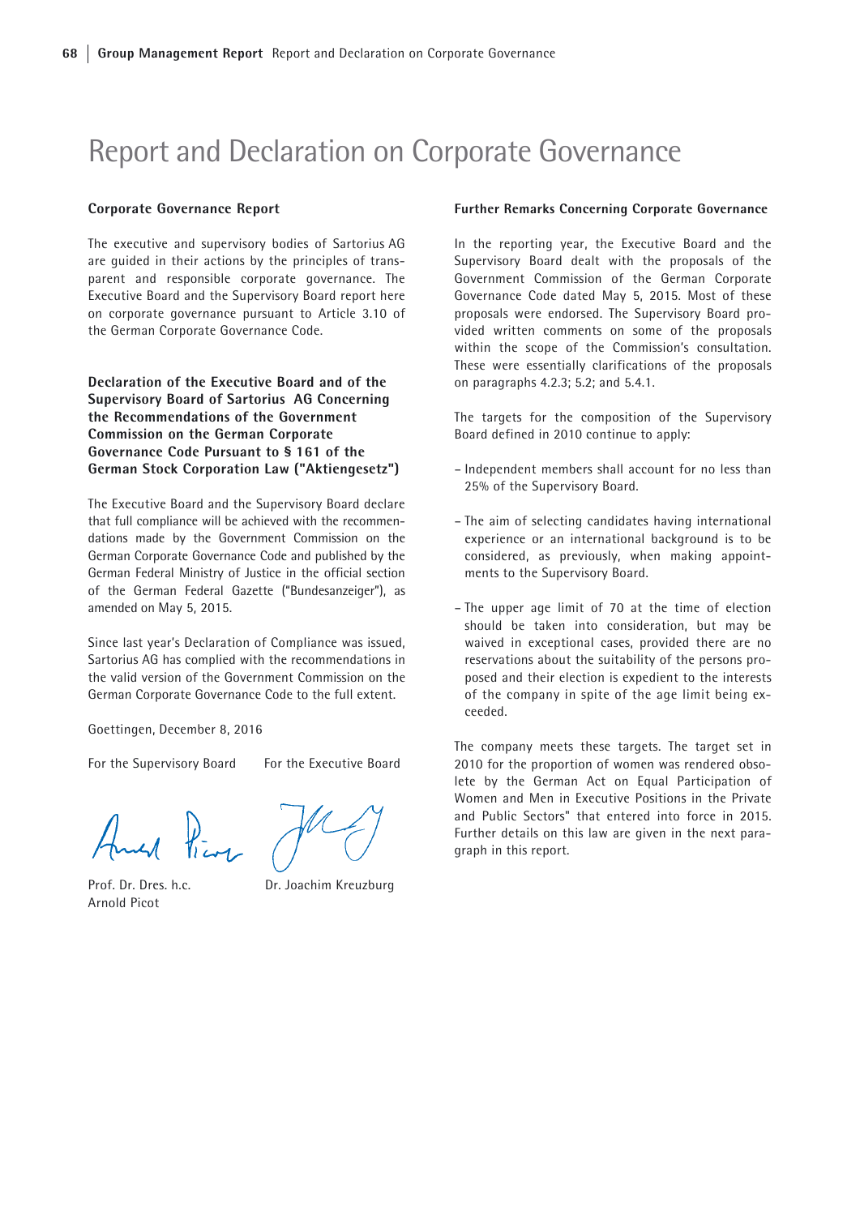# Report and Declaration on Corporate Governance

**Corporate Governance Report**

The executive and supervisory bodies of Sartorius AG are guided in their actions by the principles of transparent and responsible corporate governance. The Executive Board and the Supervisory Board report here on corporate governance pursuant to Article 3.10 of the German Corporate Governance Code.

**Declaration of the Executive Board and of the Supervisory Board of Sartorius AG Concerning the Recommendations of the Government Commission on the German Corporate Governance Code Pursuant to § 161 of the German Stock Corporation Law ("Aktiengesetz")**

The Executive Board and the Supervisory Board declare that full compliance will be achieved with the recommendations made by the Government Commission on the German Corporate Governance Code and published by the German Federal Ministry of Justice in the official section of the German Federal Gazette ("Bundesanzeiger"), as amended on May 5, 2015.

Since last year's Declaration of Compliance was issued, Sartorius AG has complied with the recommendations in the valid version of the Government Commission on the German Corporate Governance Code to the full extent.

Goettingen, December 8, 2016

For the Supervisory Board

Prof. Dr. Dres. h.c. Arnold Picot

For the Executive Board

Dr. Joachim Kreuzburg

**Further Remarks Concerning Corporate Governance**

In the reporting year, the Executive Board and the Supervisory Board dealt with the proposals of the Government Commission of the German Corporate Governance Code dated May 5, 2015. Most of these proposals were endorsed. The Supervisory Board provided written comments on some of the proposals within the scope of the Commission's consultation. These were essentially clarifications of the proposals on paragraphs 4.2.3; 5.2; and 5.4.1.

The targets for the composition of the Supervisory Board defined in 2010 continue to apply:

- Independent members shall account for no less than 25% of the Supervisory Board.
- The aim of selecting candidates having international experience or an international background is to be considered, as previously, when making appointments to the Supervisory Board.
- The upper age limit of 70 at the time of election should be taken into consideration, but may be waived in exceptional cases, provided there are no reservations about the suitability of the persons proposed and their election is expedient to the interests of the company in spite of the age limit being exceeded.

The company meets these targets. The target set in 2010 for the proportion of women was rendered obsolete by the German Act on Equal Participation of Women and Men in Executive Positions in the Private and Public Sectors" that entered into force in 2015. Further details on this law are given in the next paragraph in this report.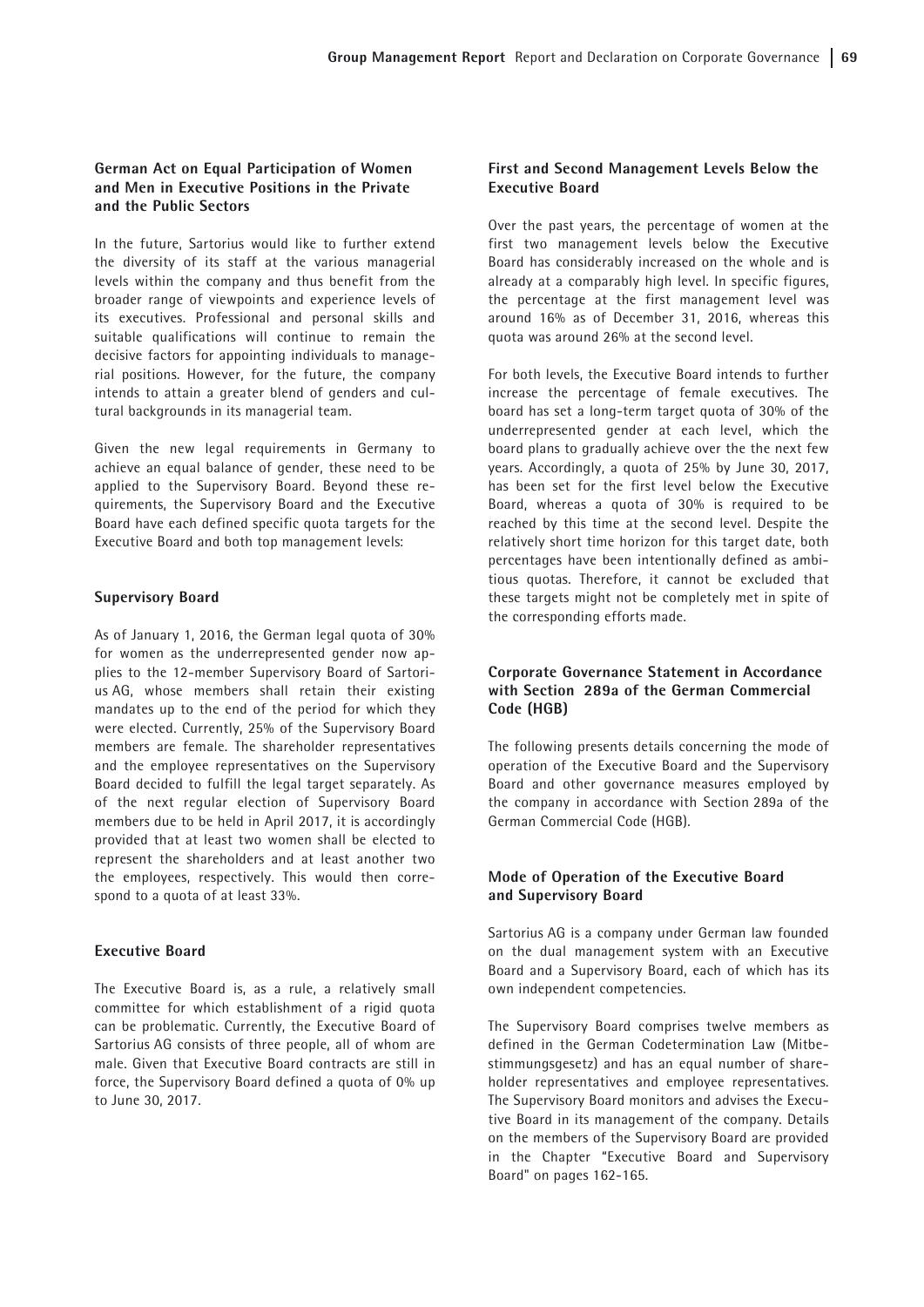### German Act on Equal Participation of Women and Men in Executive Positions in the Private and the Public Sectors

In the future, Sartorius would like to further extend the diversity of its staff at the various managerial levels within the company and thus benefit from the broader range of viewpoints and experience levels of its executives. Professional and personal skills and suitable qualifications will continue to remain the decisive factors for appointing individuals to managerial positions. However, for the future, the company intends to attain a greater blend of genders and cultural backgrounds in its managerial team.

Given the new legal requirements in Germany to achieve an equal balance of gender, these need to be applied to the Supervisory Board. Beyond these requirements, the Supervisory Board and the Executive Board have each defined specific quota targets for the Executive Board and both top management levels:

#### Supervisory Board

As of January 1, 2016, the German legal quota of 30% for women as the underrepresented gender now applies to the 12-member Supervisory Board of Sartorius AG, whose members shall retain their existing mandates up to the end of the period for which they were elected. Currently, 25% of the Supervisory Board members are female. The shareholder representatives and the employee representatives on the Supervisory Board decided to fulfill the legal target separately. As of the next regular election of Supervisory Board members due to be held in April 2017, it is accordingly provided that at least two women shall be elected to represent the shareholders and at least another two the employees, respectively. This would then correspond to a quota of at least 33%.

#### Executive Board

The Executive Board is, as a rule, a relatively small committee for which establishment of a rigid quota can be problematic. Currently, the Executive Board of Sartorius AG consists of three people, all of whom are male. Given that Executive Board contracts are still in force, the Supervisory Board defined a quota of 0% up to June 30, 2017.

#### First and Second Management Levels Below the Executive Board

Over the past years, the percentage of women at the first two management levels below the Executive Board has considerably increased on the whole and is already at a comparably high level. In specific figures, the percentage at the first management level was around 16% as of December 31, 2016, whereas this quota was around 26% at the second level.

For both levels, the Executive Board intends to further increase the percentage of female executives. The board has set a long-term target quota of 30% of the underrepresented gender at each level, which the board plans to gradually achieve over the the next few years. Accordingly, a quota of 25% by June 30, 2017, has been set for the first level below the Executive Board, whereas a quota of 30% is required to be reached by this time at the second level. Despite the relatively short time horizon for this target date, both percentages have been intentionally defined as ambitious quotas. Therefore, it cannot be excluded that these targets might not be completely met in spite of the corresponding efforts made.

### Corporate Governance Statement in Accordance with Section 289a of the German Commercial Code (HGB)

The following presents details concerning the mode of operation of the Executive Board and the Supervisory Board and other governance measures employed by the company in accordance with Section 289a of the German Commercial Code (HGB).

### Mode of Operation of the Executive Board and Supervisory Board

Sartorius AG is a company under German law founded on the dual management system with an Executive Board and a Supervisory Board, each of which has its own independent competencies.

The Supervisory Board comprises twelve members as defined in the German Codetermination Law (Mitbestimmungsgesetz) and has an equal number of shareholder representatives and employee representatives. The Supervisory Board monitors and advises the Executive Board in its management of the company. Details on the members of the Supervisory Board are provided in the Chapter "Executive Board and Supervisory Board" on pages 162-165.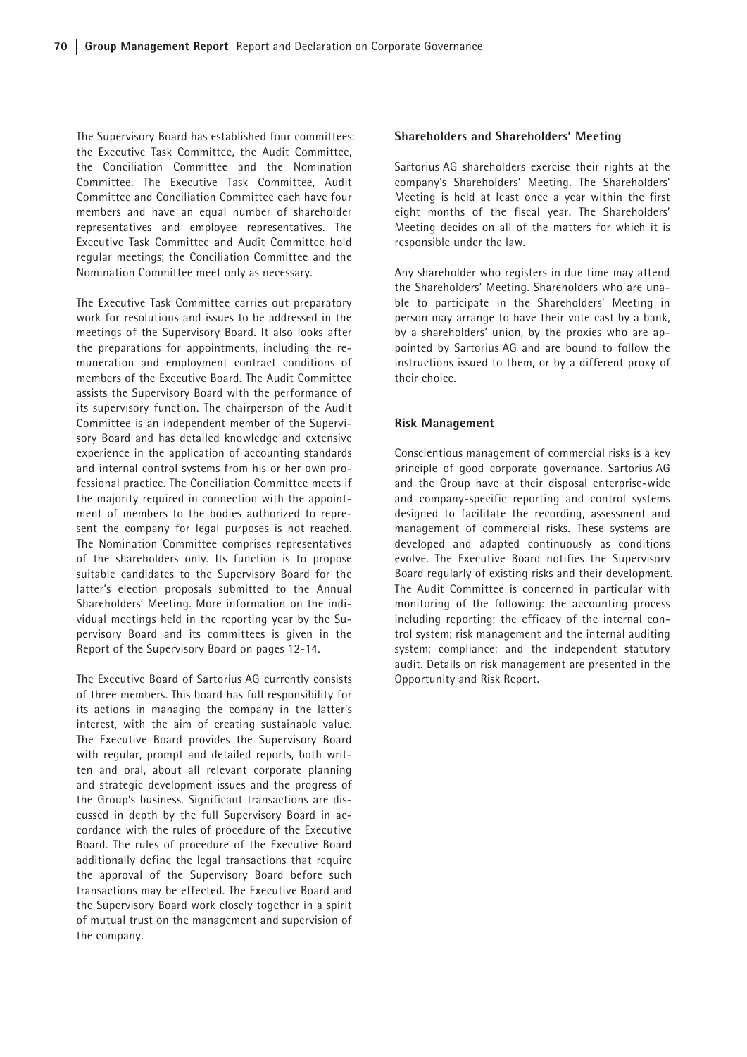The Supervisory Board has established four committees: the Executive Task Committee, the Audit Committee, the Conciliation Committee and the Nomination Committee. The Executive Task Committee, Audit Committee and Conciliation Committee each have four members and have an equal number of shareholder representatives and employee representatives. The Executive Task Committee and Audit Committee hold regular meetings; the Conciliation Committee and the Nomination Committee meet only as necessary.

The Executive Task Committee carries out preparatory work for resolutions and issues to be addressed in the meetings of the Supervisory Board. It also looks after the preparations for appointments, including the remuneration and employment contract conditions of members of the Executive Board. The Audit Committee assists the Supervisory Board with the performance of its supervisory function. The chairperson of the Audit Committee is an independent member of the Supervisory Board and has detailed knowledge and extensive experience in the application of accounting standards and internal control systems from his or her own professional practice. The Conciliation Committee meets if the majority required in connection with the appointment of members to the bodies authorized to represent the company for legal purposes is not reached. The Nomination Committee comprises representatives of the shareholders only. Its function is to propose suitable candidates to the Supervisory Board for the latter's election proposals submitted to the Annual Shareholders' Meeting. More information on the individual meetings held in the reporting year by the Supervisory Board and its committees is given in the Report of the Supervisory Board on pages 12-14.

The Executive Board of Sartorius AG currently consists of three members. This board has full responsibility for its actions in managing the company in the latter's interest, with the aim of creating sustainable value. The Executive Board provides the Supervisory Board with regular, prompt and detailed reports, both written and oral, about all relevant corporate planning and strategic development issues and the progress of the Group's business. Significant transactions are discussed in depth by the full Supervisory Board in accordance with the rules of procedure of the Executive Board. The rules of procedure of the Executive Board additionally define the legal transactions that require the approval of the Supervisory Board before such transactions may be effected. The Executive Board and the Supervisory Board work closely together in a spirit of mutual trust on the management and supervision of the company.

### Shareholders and Shareholders' Meeting

Sartorius AG shareholders exercise their rights at the company's Shareholders' Meeting. The Shareholders' Meeting is held at least once a year within the first eight months of the fiscal year. The Shareholders' Meeting decides on all of the matters for which it is responsible under the law.

Any shareholder who registers in due time may attend the Shareholders' Meeting. Shareholders who are unable to participate in the Shareholders' Meeting in person may arrange to have their vote cast by a bank, by a shareholders' union, by the proxies who are appointed by Sartorius AG and are bound to follow the instructions issued to them, or by a different proxy of their choice.

### Risk Management

Conscientious management of commercial risks is a key principle of good corporate governance. Sartorius AG and the Group have at their disposal enterprise-wide and company-specific reporting and control systems designed to facilitate the recording, assessment and management of commercial risks. These systems are developed and adapted continuously as conditions evolve. The Executive Board notifies the Supervisory Board regularly of existing risks and their development. The Audit Committee is concerned in particular with monitoring of the following: the accounting process including reporting; the efficacy of the internal control system; risk management and the internal auditing system; compliance; and the independent statutory audit. Details on risk management are presented in the Opportunity and Risk Report.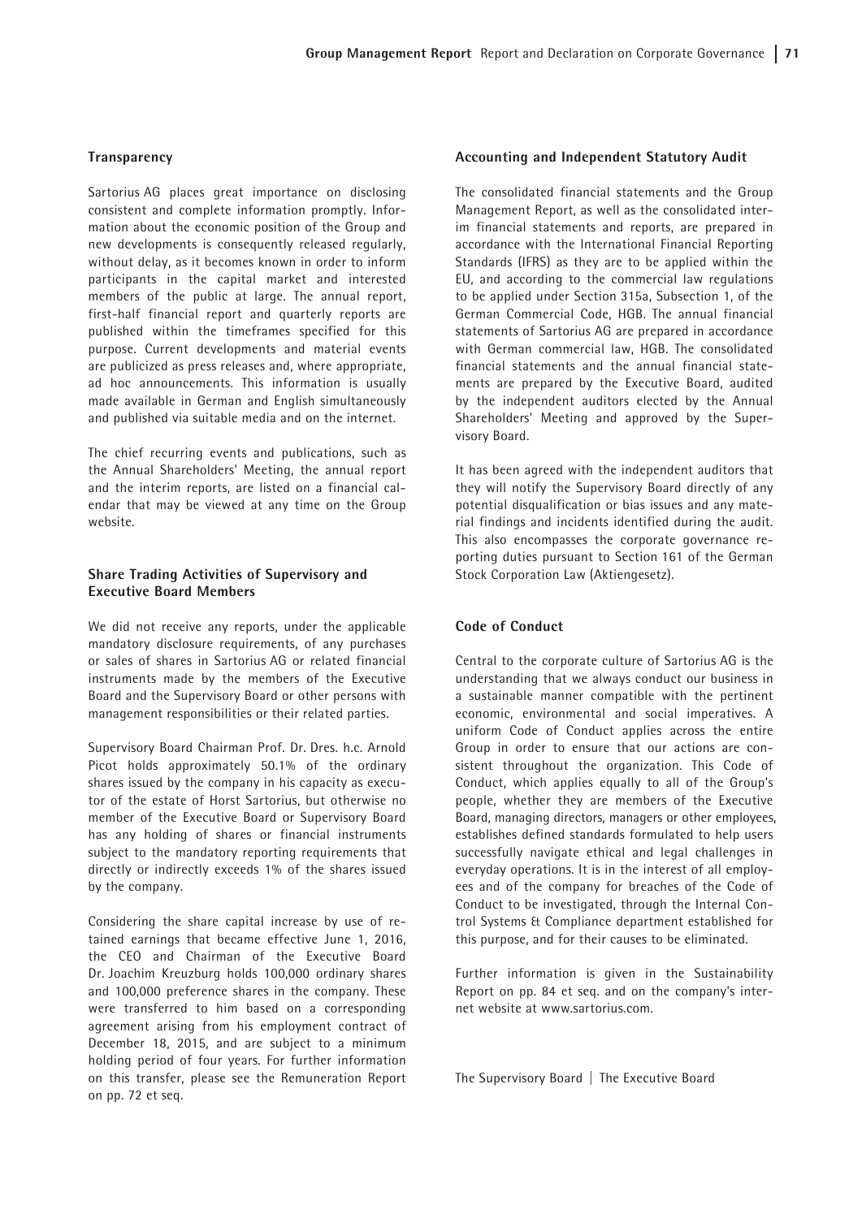## Transparency

Sartorius AG places great importance on disclosing consistent and complete information promptly. Information about the economic position of the Group and new developments is consequently released regularly, without delay, as it becomes known in order to inform participants in the capital market and interested members of the public at large. The annual report, first-half financial report and quarterly reports are published within the timeframes specified for this purpose. Current developments and material events are publicized as press releases and, where appropriate, ad hoc announcements. This information is usually made available in German and English simultaneously and published via suitable media and on the internet.

The chief recurring events and publications, such as the Annual Shareholders' Meeting, the annual report and the interim reports, are listed on a financial calendar that may be viewed at any time on the Group website.

## Share Trading Activities of Supervisory and Executive Board Members

We did not receive any reports, under the applicable mandatory disclosure requirements, of any purchases or sales of shares in Sartorius AG or related financial instruments made by the members of the Executive Board and the Supervisory Board or other persons with management responsibilities or their related parties.

Supervisory Board Chairman Prof. Dr. Dres. h.c. Arnold Picot holds approximately 50.1% of the ordinary shares issued by the company in his capacity as executor of the estate of Horst Sartorius, but otherwise no member of the Executive Board or Supervisory Board has any holding of shares or financial instruments subject to the mandatory reporting requirements that directly or indirectly exceeds 1% of the shares issued by the company.

Considering the share capital increase by use of retained earnings that became effective June 1, 2016, the CEO and Chairman of the Executive Board Dr. Joachim Kreuzburg holds 100,000 ordinary shares and 100,000 preference shares in the company. These were transferred to him based on a corresponding agreement arising from his employment contract of December 18, 2015, and are subject to a minimum holding period of four years. For further information on this transfer, please see the Remuneration Report on pp. 72 et seq.

## Accounting and Independent Statutory Audit

The consolidated financial statements and the Group Management Report, as well as the consolidated interim financial statements and reports, are prepared in accordance with the International Financial Reporting Standards (IFRS) as they are to be applied within the EU, and according to the commercial law regulations to be applied under Section 315a, Subsection 1, of the German Commercial Code, HGB. The annual financial statements of Sartorius AG are prepared in accordance with German commercial law, HGB. The consolidated financial statements and the annual financial statements are prepared by the Executive Board, audited by the independent auditors elected by the Annual Shareholders' Meeting and approved by the Supervisory Board.

It has been agreed with the independent auditors that they will notify the Supervisory Board directly of any potential disqualification or bias issues and any material findings and incidents identified during the audit. This also encompasses the corporate governance reporting duties pursuant to Section 161 of the German Stock Corporation Law (Aktiengesetz).

## Code of Conduct

Central to the corporate culture of Sartorius AG is the understanding that we always conduct our business in a sustainable manner compatible with the pertinent economic, environmental and social imperatives. A uniform Code of Conduct applies across the entire Group in order to ensure that our actions are consistent throughout the organization. This Code of Conduct, which applies equally to all of the Group's people, whether they are members of the Executive Board, managing directors, managers or other employees, establishes defined standards formulated to help users successfully navigate ethical and legal challenges in everyday operations. It is in the interest of all employees and of the company for breaches of the Code of Conduct to be investigated, through the Internal Control Systems & Compliance department established for this purpose, and for their causes to be eliminated.

Further information is given in the Sustainability Report on pp. 84 et seq. and on the company's internet website at www.sartorius.com.

The Supervisory Board | The Executive Board